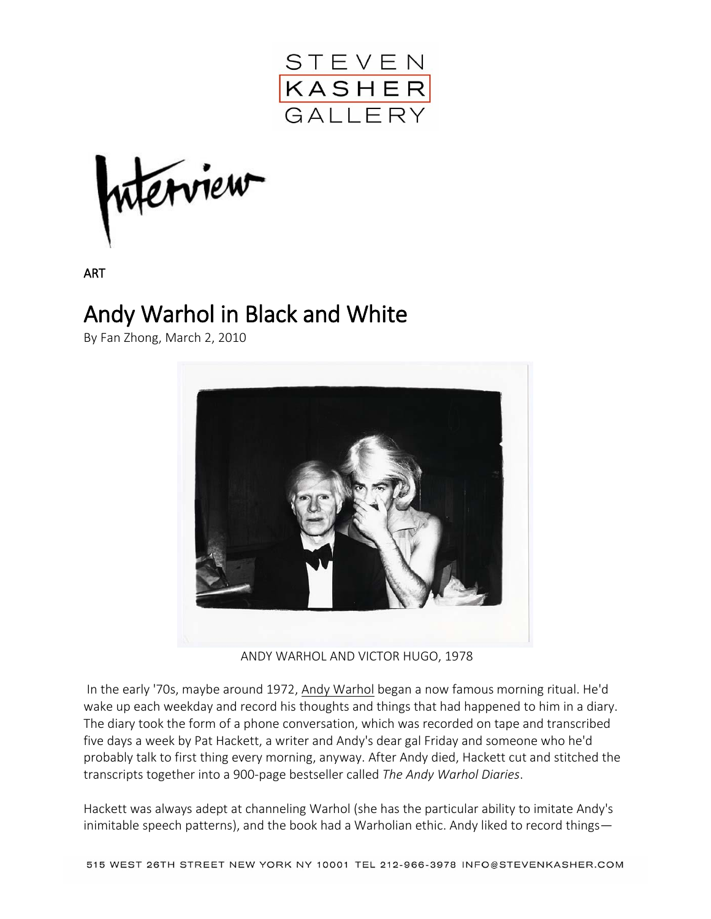ART

# Andy Warhol in Black and White

By Fan Zhong, March 2, 2010

ANDY WARHOL AND VICTOR HUGO, 1978

In the early '70s, maybe around 1972, Andy Warhol began a now famous morning ritual. He'd wake up each weekday and record his thoughts and things that had happened to him in a diary. The diary took the form of a phone conversation, which was recorded on tape and transcribed five days a week by Pat Hackett, a writer and Andy's dear gal Friday and someone who he'd probably talk to first thing every morning, anyway. After Andy died, Hackett cut and stitched the transcripts together into a 900-page bestseller called *The Andy Warhol Diaries*.

Hackett was always adept at channeling Warhol (she has the particular ability to imitate Andy's inimitable speech patterns), and the book had a Warholian ethic. Andy liked to record things—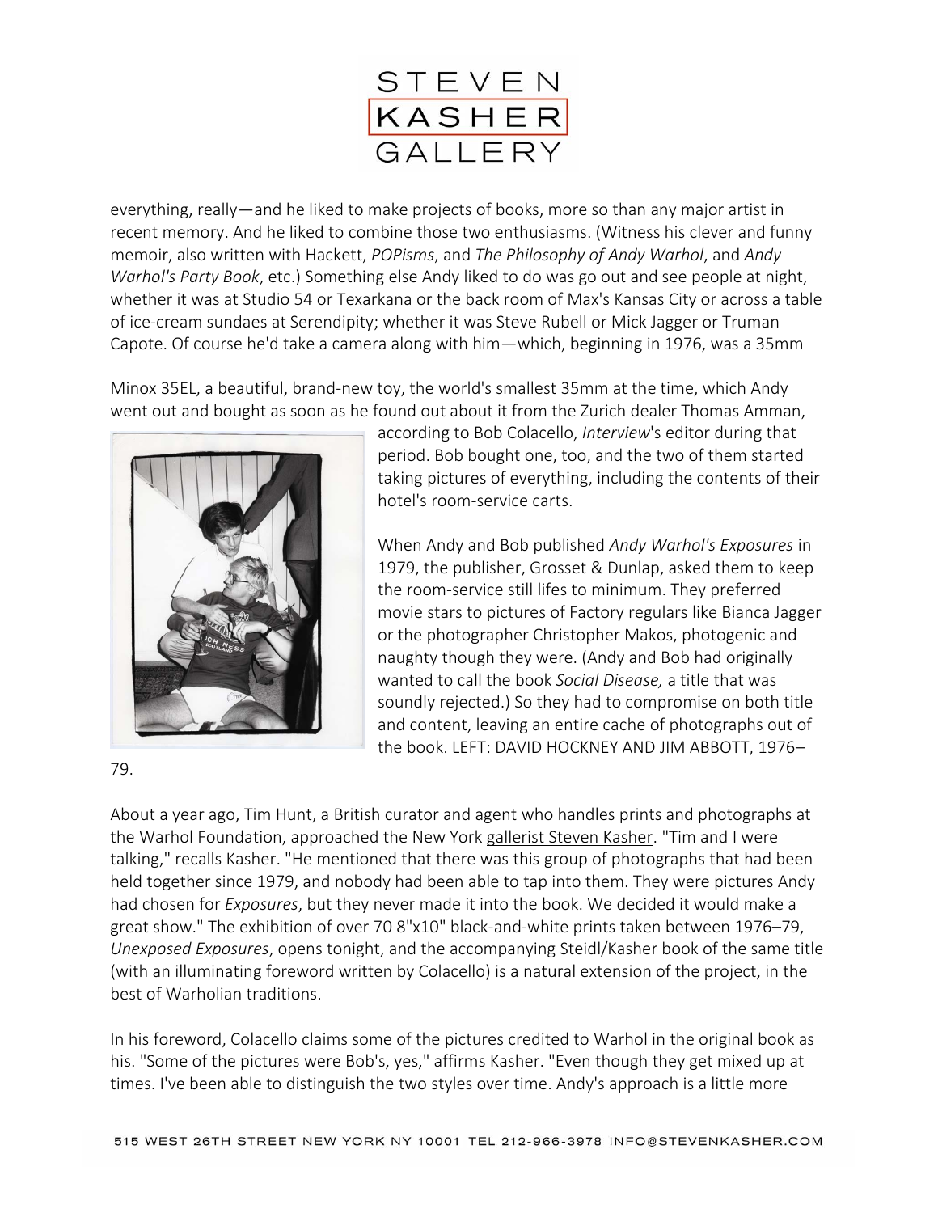everything, really—and he liked to make projects of books, more so than any major artist in recent memory. And he liked to combine those two enthusiasms. (Witness his clever and funny memoir, also written with Hackett, *POPisms*, and *The Philosophy of Andy Warhol*, and *Andy Warhol's Party Book*, etc.) Something else Andy liked to do was go out and see people at night, whether it was at Studio 54 or Texarkana or the back room of Max's Kansas City or across a table of ice-cream sundaes at Serendipity; whether it was Steve Rubell or Mick Jagger or Truman Capote. Of course he'd take a camera along with him—which, beginning in 1976, was a 35mm

Minox 35EL, a beautiful, brand-new toy, the world's smallest 35mm at the time, which Andy went out and bought as soon as he found out about it from the Zurich dealer Thomas Amman, according to Bob Colacello, *Interview*'s editor during that period. Bob bought one, too, and the two of them started taking pictures of everything, including the contents of their hotel's room-service carts.

When Andy and Bob published *Andy Warhol's Exposures* in 1979, the publisher, Grosset & Dunlap, asked them to keep the room-service still lifes to minimum. They preferred movie stars to pictures of Factory regulars like Bianca Jagger or the photographer Christopher Makos, photogenic and naughty though they were. (Andy and Bob had originally wanted to call the book *Social Disease,* a title that was soundly rejected.) So they had to compromise on both title and content, leaving an entire cache of photographs out of the book. LEFT: DAVID HOCKNEY AND JIM ABBOTT, 1976–79.

About a year ago, Tim Hunt, a British curator and agent who handles prints and photographs at the Warhol Foundation, approached the New York gallerist Steven Kasher. "Tim and I were talking," recalls Kasher. "He mentioned that there was this group of photographs that had been held together since 1979, and nobody had been able to tap into them. They were pictures Andy had chosen for *Exposures*, but they never made it into the book. We decided it would make a great show." The exhibition of over 70 8"x10" black-and-white prints taken between 1976–79, *Unexposed Exposures*, opens tonight, and the accompanying Steidl/Kasher book of the same title (with an illuminating foreword written by Colacello) is a natural extension of the project, in the best of Warholian traditions.

In his foreword, Colacello claims some of the pictures credited to Warhol in the original book as his. "Some of the pictures were Bob's, yes," affirms Kasher. "Even though they get mixed up at times. I've been able to distinguish the two styles over time. Andy's approach is a little more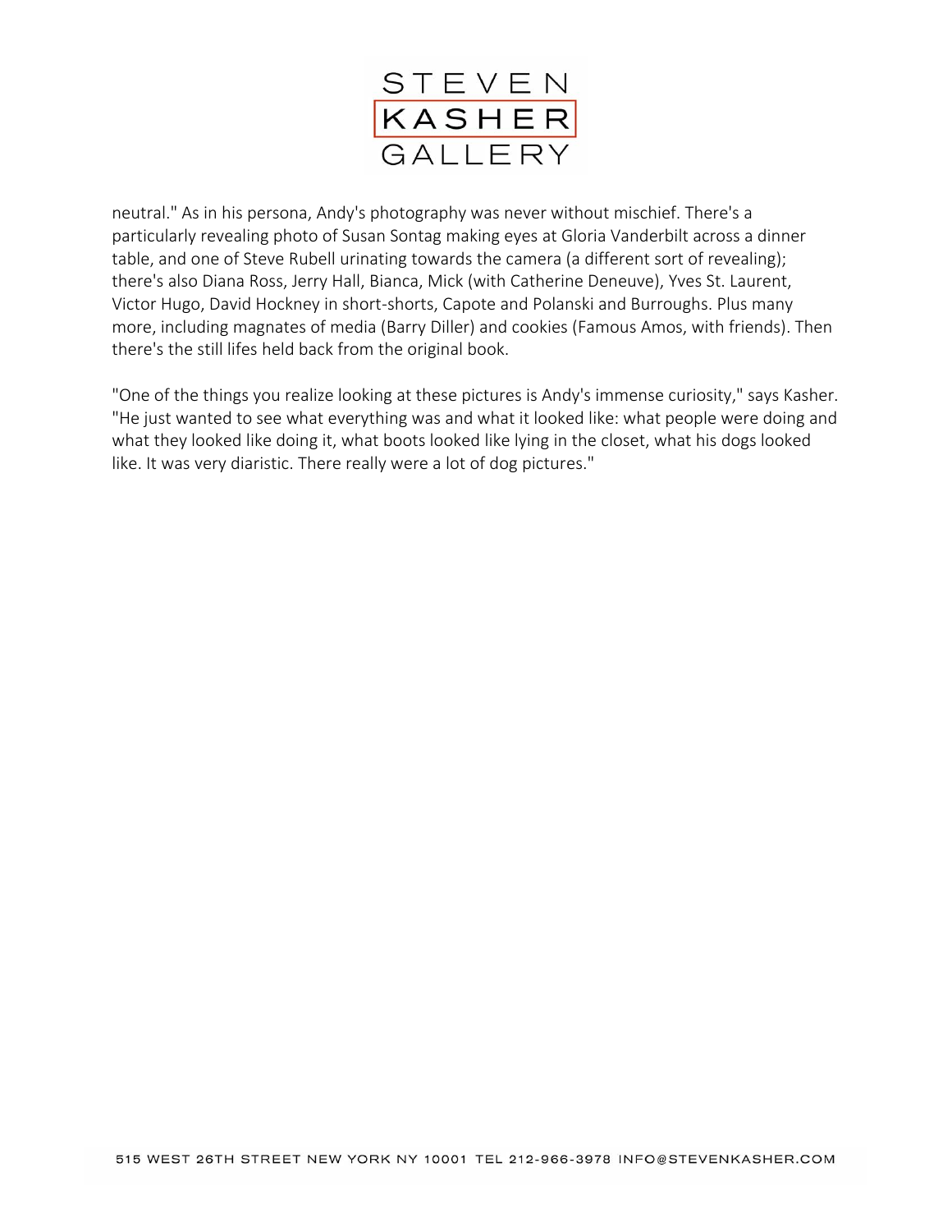neutral." As in his persona, Andy's photography was never without mischief. There's a particularly revealing photo of Susan Sontag making eyes at Gloria Vanderbilt across a dinner table, and one of Steve Rubell urinating towards the camera (a different sort of revealing); there's also Diana Ross, Jerry Hall, Bianca, Mick (with Catherine Deneuve), Yves St. Laurent, Victor Hugo, David Hockney in short-shorts, Capote and Polanski and Burroughs. Plus many more, including magnates of media (Barry Diller) and cookies (Famous Amos, with friends). Then there's the still lifes held back from the original book.

"One of the things you realize looking at these pictures is Andy's immense curiosity," says Kasher. "He just wanted to see what everything was and what it looked like: what people were doing and what they looked like doing it, what boots looked like lying in the closet, what his dogs looked like. It was very diaristic. There really were a lot of dog pictures."